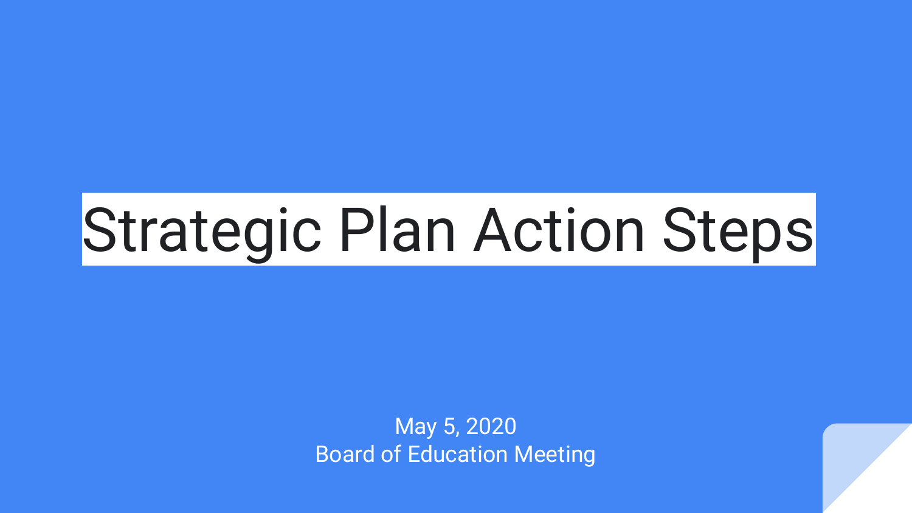# Strategic Plan Action Steps

May 5, 2020
Board of Education Meeting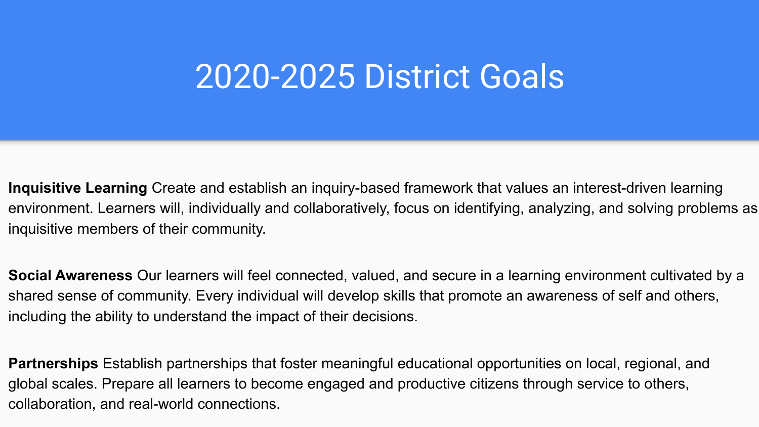# 2020-2025 District Goals

**Inquisitive Learning** Create and establish an inquiry-based framework that values an interest-driven learning environment. Learners will, individually and collaboratively, focus on identifying, analyzing, and solving problems as inquisitive members of their community.

**Social Awareness** Our learners will feel connected, valued, and secure in a learning environment cultivated by a shared sense of community. Every individual will develop skills that promote an awareness of self and others, including the ability to understand the impact of their decisions.

**Partnerships** Establish partnerships that foster meaningful educational opportunities on local, regional, and global scales. Prepare all learners to become engaged and productive citizens through service to others, collaboration, and real-world connections.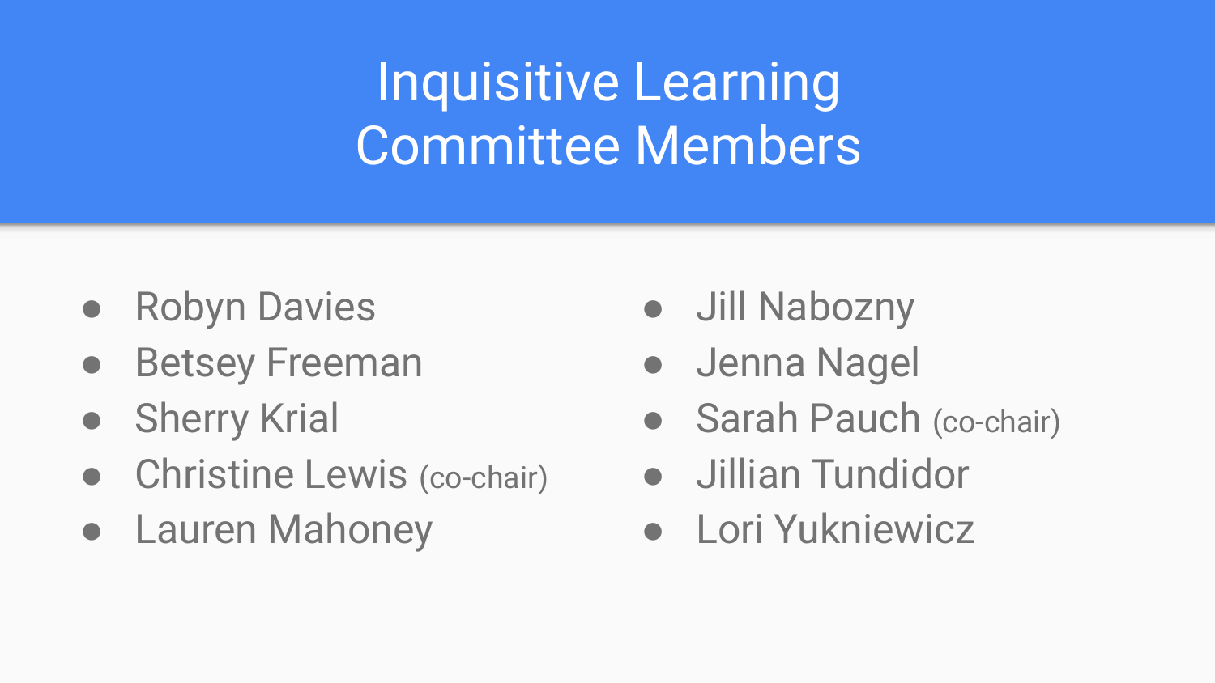# Inquisitive Learning Committee Members

- Robyn Davies
- Betsey Freeman
- Sherry Krial
- Christine Lewis (co-chair)
- Lauren Mahoney
- Jill Nabozny
- Jenna Nagel
- Sarah Pauch (co-chair)
- Jillian Tundidor
- Lori Yukniewicz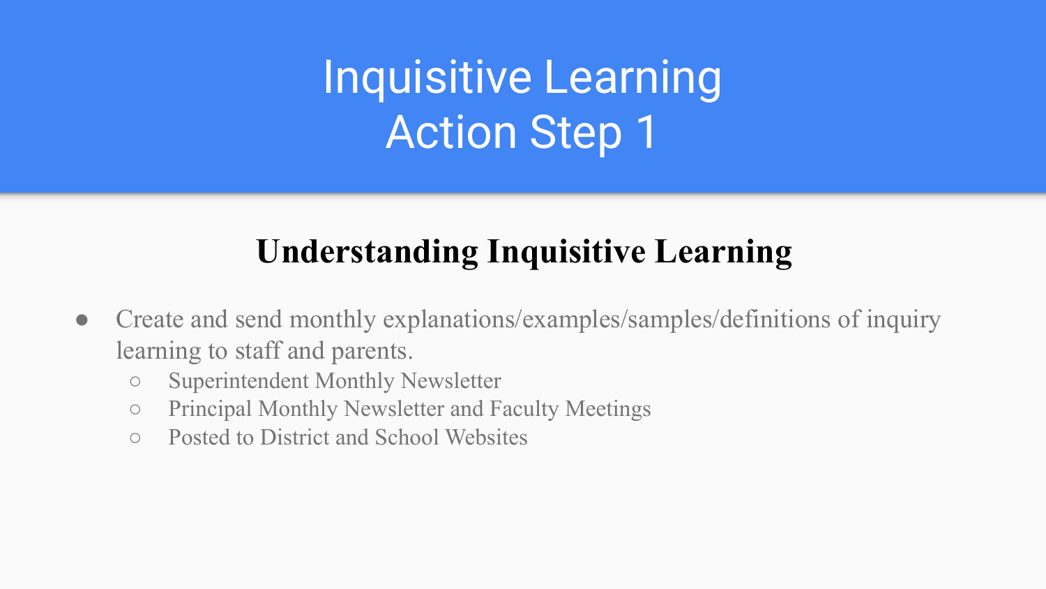# Inquisitive Learning
# Action Step 1

## Understanding Inquisitive Learning

- Create and send monthly explanations/examples/samples/definitions of inquiry learning to staff and parents.
  - Superintendent Monthly Newsletter
  - Principal Monthly Newsletter and Faculty Meetings
  - Posted to District and School Websites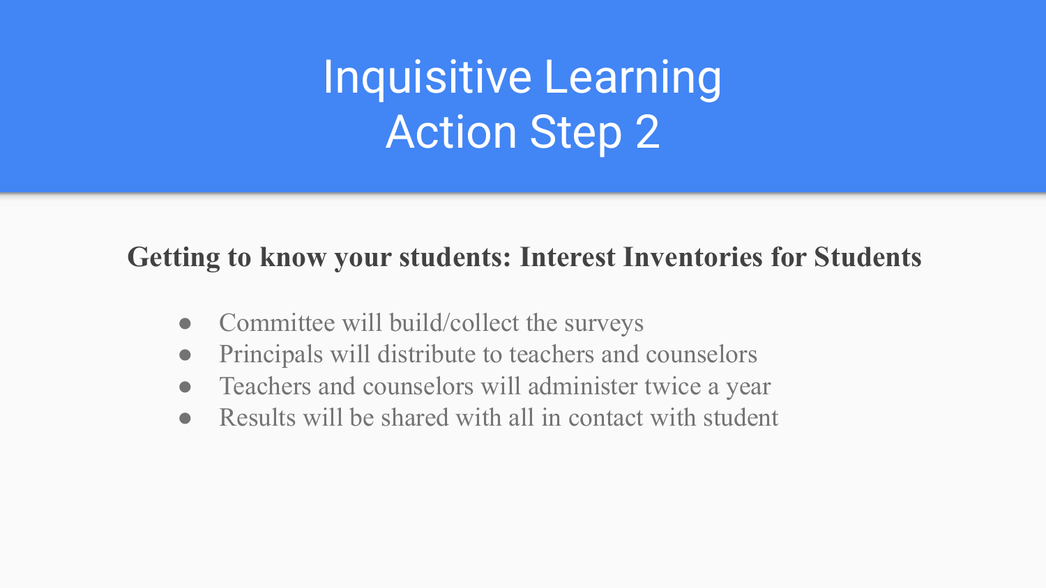# Inquisitive Learning
# Action Step 2

**Getting to know your students: Interest Inventories for Students**

- Committee will build/collect the surveys
- Principals will distribute to teachers and counselors
- Teachers and counselors will administer twice a year
- Results will be shared with all in contact with student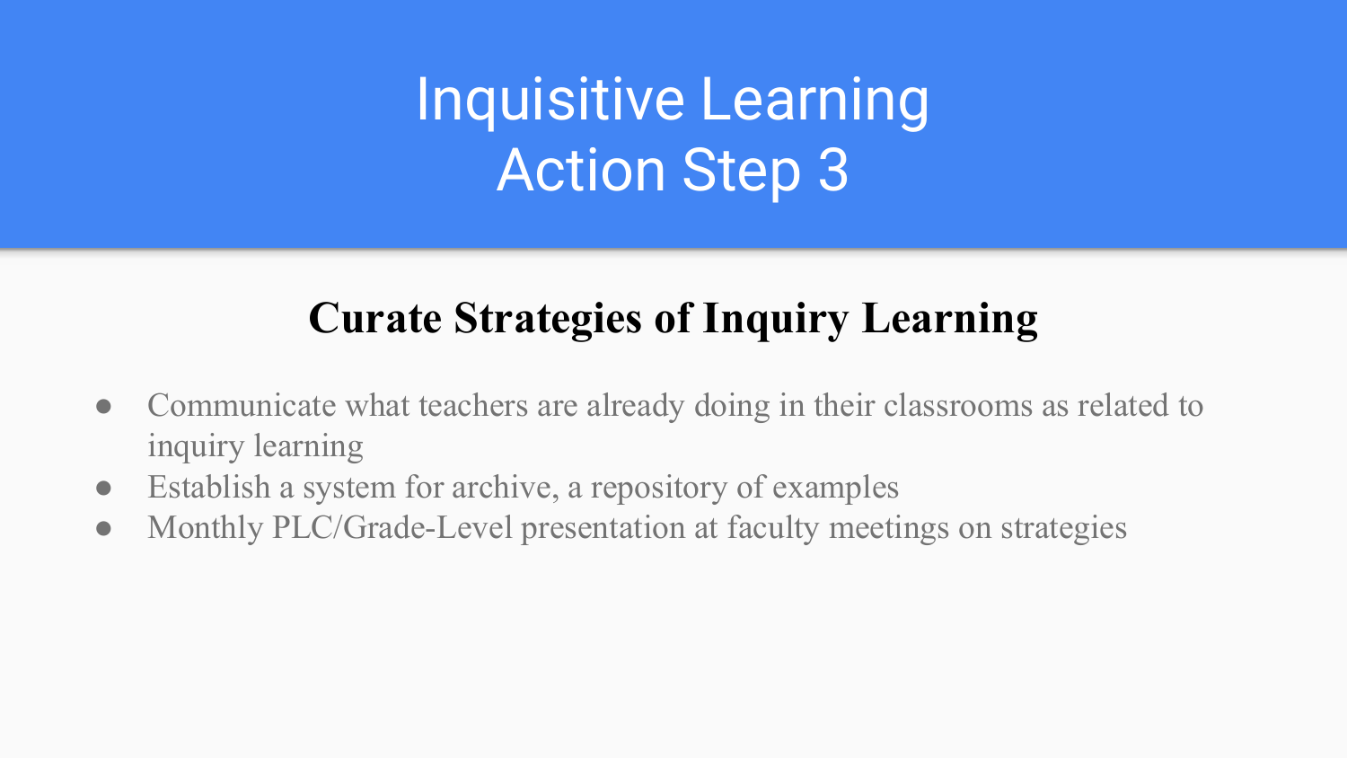# Inquisitive Learning
# Action Step 3

## Curate Strategies of Inquiry Learning

- Communicate what teachers are already doing in their classrooms as related to inquiry learning
- Establish a system for archive, a repository of examples
- Monthly PLC/Grade-Level presentation at faculty meetings on strategies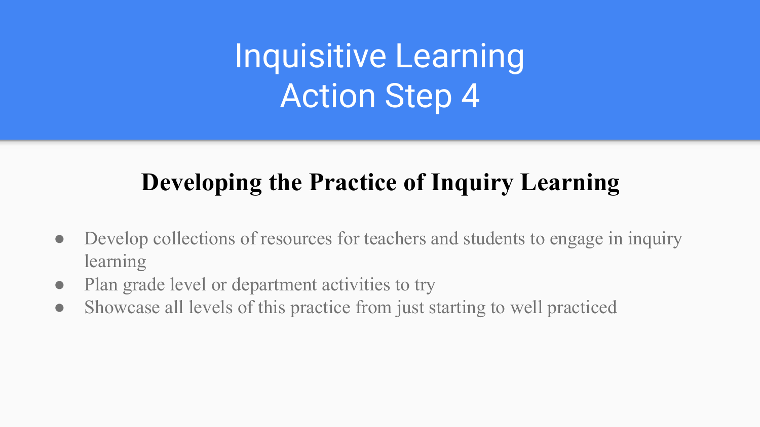# Inquisitive Learning
# Action Step 4

## Developing the Practice of Inquiry Learning

- Develop collections of resources for teachers and students to engage in inquiry learning
- Plan grade level or department activities to try
- Showcase all levels of this practice from just starting to well practiced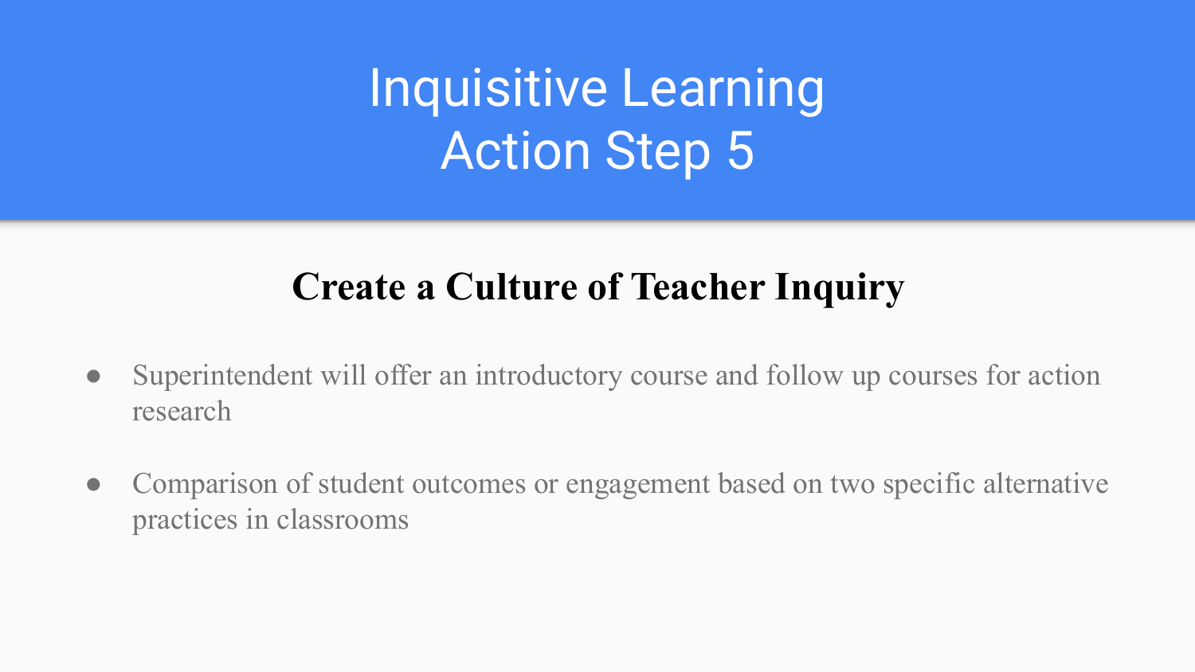# Inquisitive Learning
# Action Step 5

## Create a Culture of Teacher Inquiry

- Superintendent will offer an introductory course and follow up courses for action research
- Comparison of student outcomes or engagement based on two specific alternative practices in classrooms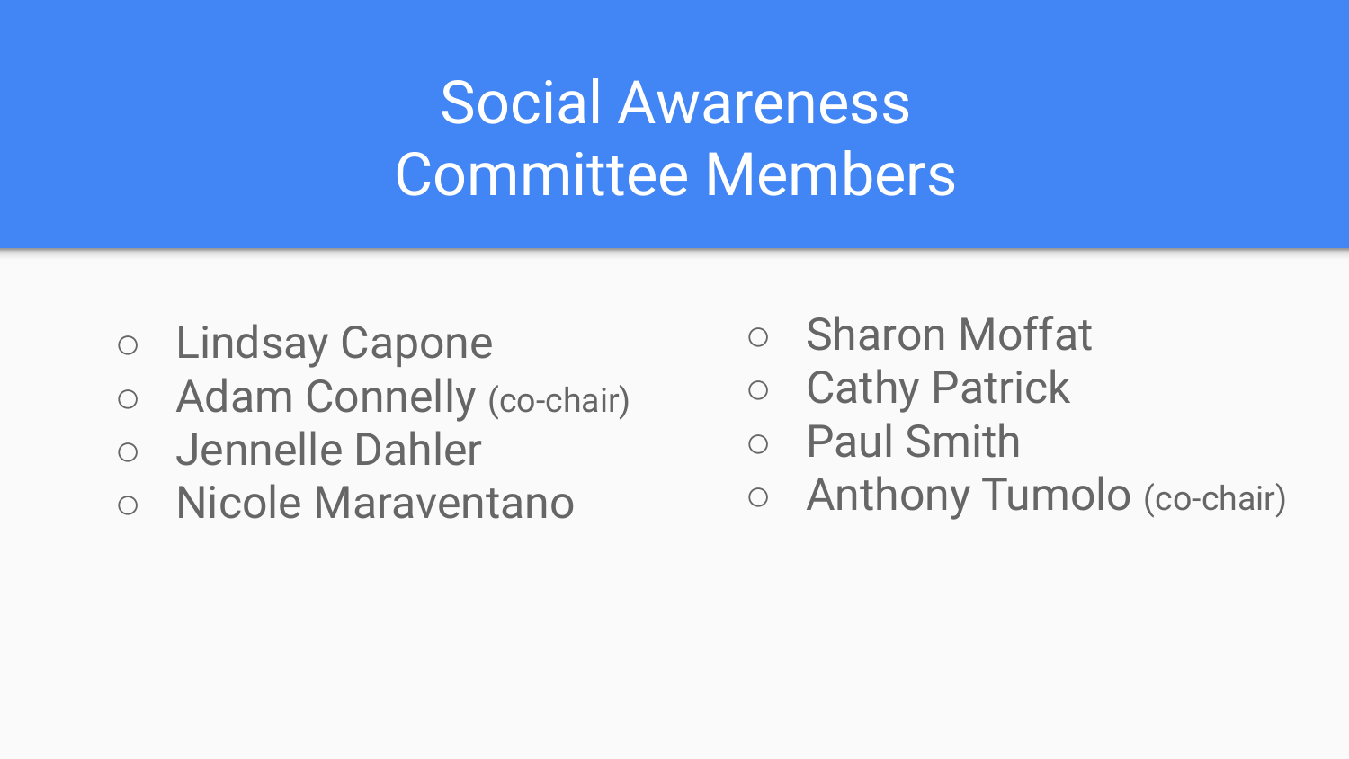# Social Awareness Committee Members

- Lindsay Capone
- Adam Connelly (co-chair)
- Jennelle Dahler
- Nicole Maraventano
- Sharon Moffat
- Cathy Patrick
- Paul Smith
- Anthony Tumolo (co-chair)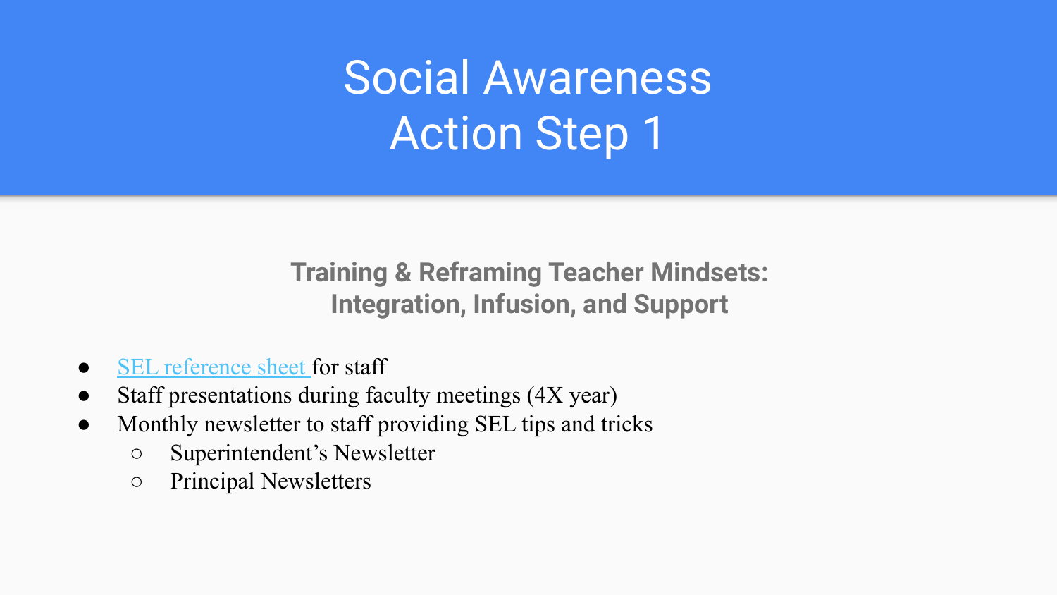# Social Awareness Action Step 1

**Training & Reframing Teacher Mindsets: Integration, Infusion, and Support**

- SEL reference sheet for staff
- Staff presentations during faculty meetings (4X year)
- Monthly newsletter to staff providing SEL tips and tricks
  - Superintendent's Newsletter
  - Principal Newsletters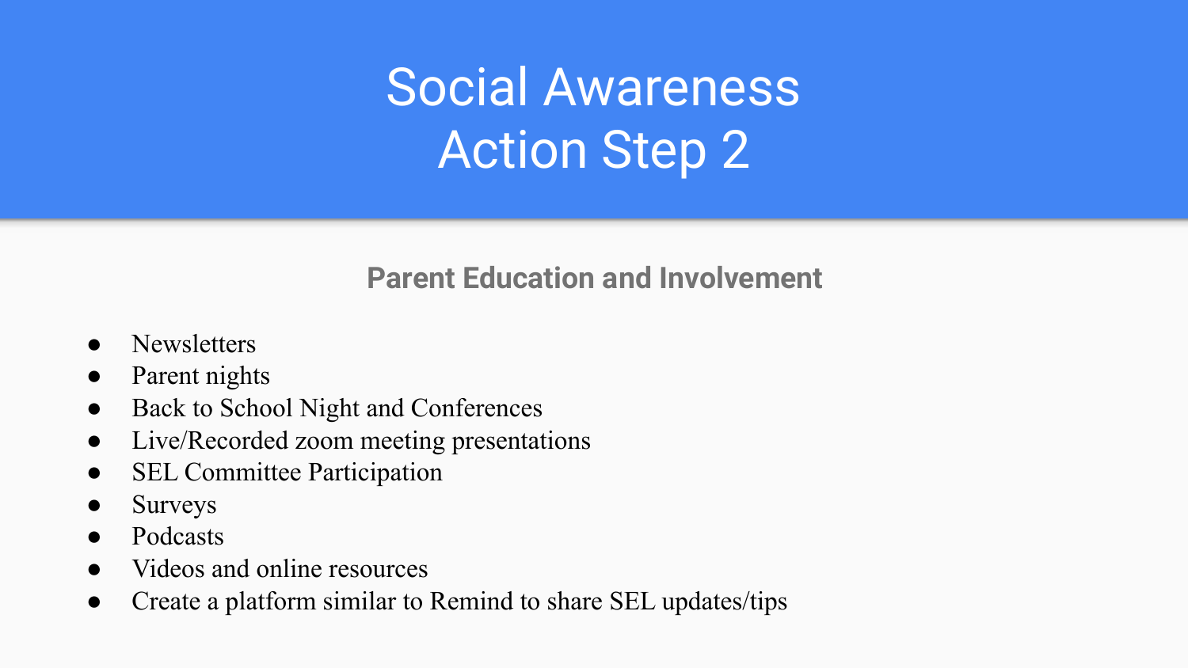# Social Awareness Action Step 2

## Parent Education and Involvement

- Newsletters
- Parent nights
- Back to School Night and Conferences
- Live/Recorded zoom meeting presentations
- SEL Committee Participation
- Surveys
- Podcasts
- Videos and online resources
- Create a platform similar to Remind to share SEL updates/tips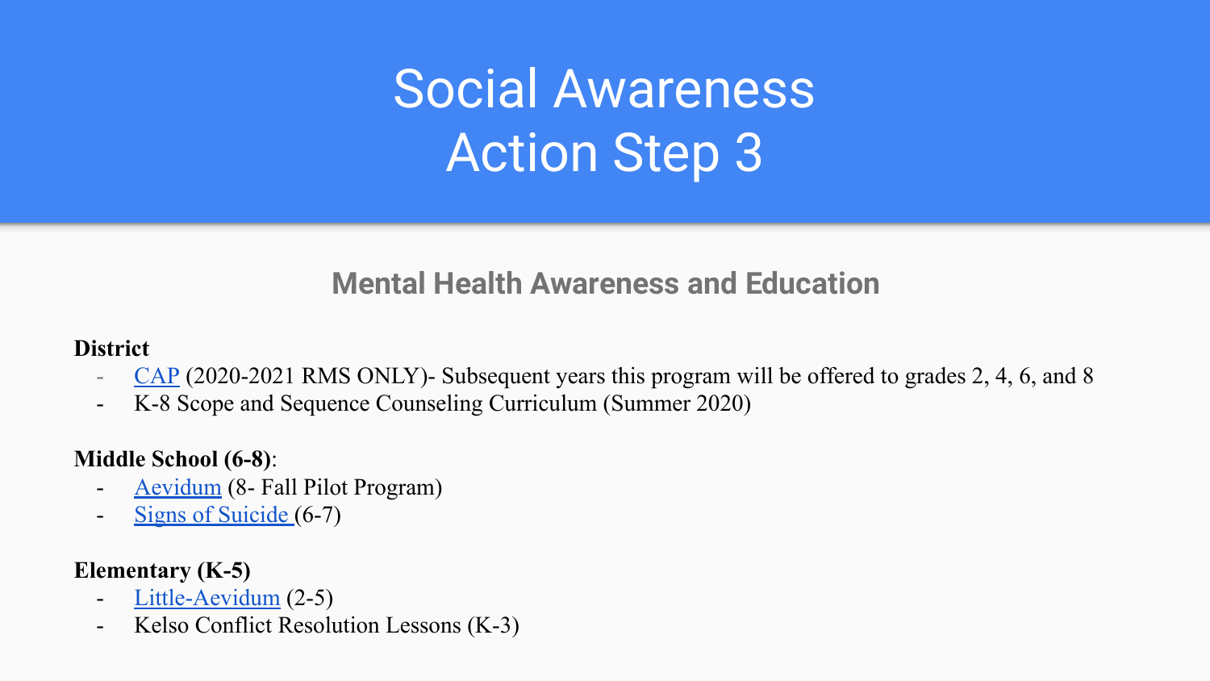# Social Awareness
# Action Step 3

## Mental Health Awareness and Education

**District**

- CAP (2020-2021 RMS ONLY)- Subsequent years this program will be offered to grades 2, 4, 6, and 8
- K-8 Scope and Sequence Counseling Curriculum (Summer 2020)

**Middle School (6-8)**:

- Aevidum (8- Fall Pilot Program)
- Signs of Suicide (6-7)

**Elementary (K-5)**

- Little-Aevidum (2-5)
- Kelso Conflict Resolution Lessons (K-3)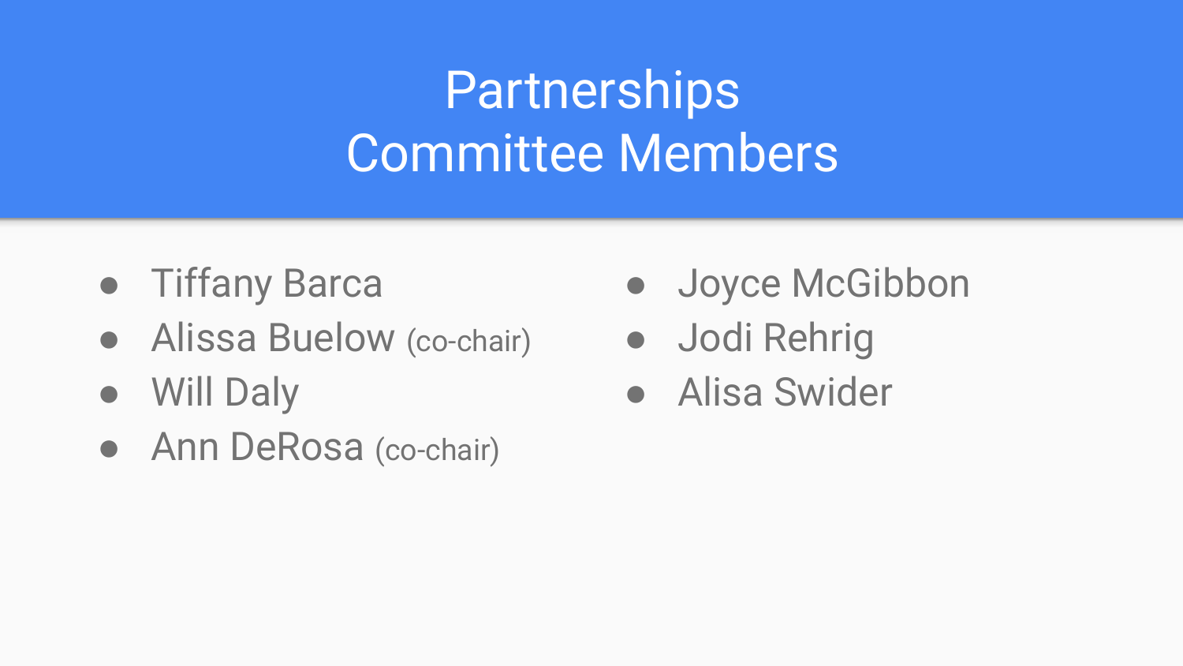# Partnerships Committee Members

- Tiffany Barca
- Alissa Buelow (co-chair)
- Will Daly
- Ann DeRosa (co-chair)
- Joyce McGibbon
- Jodi Rehrig
- Alisa Swider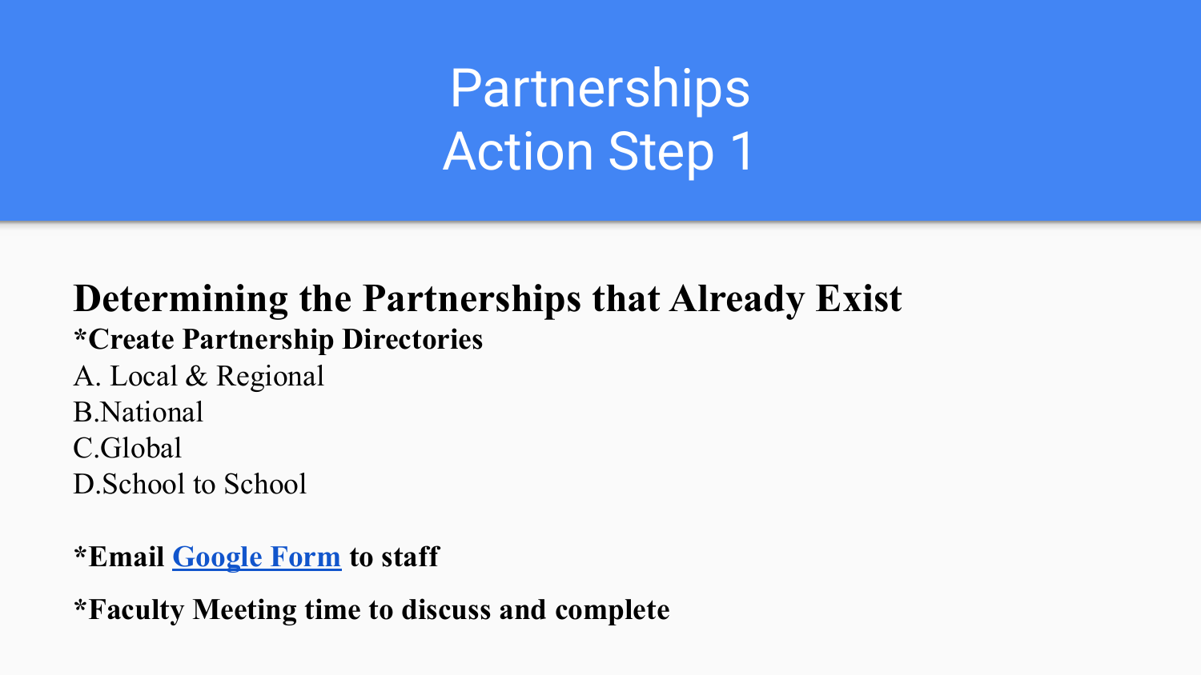# Partnerships
# Action Step 1

**Determining the Partnerships that Already Exist**

***Create Partnership Directories**

A. Local & Regional

B.National

C.Global

D.School to School

***Email Google Form to staff**

***Faculty Meeting time to discuss and complete**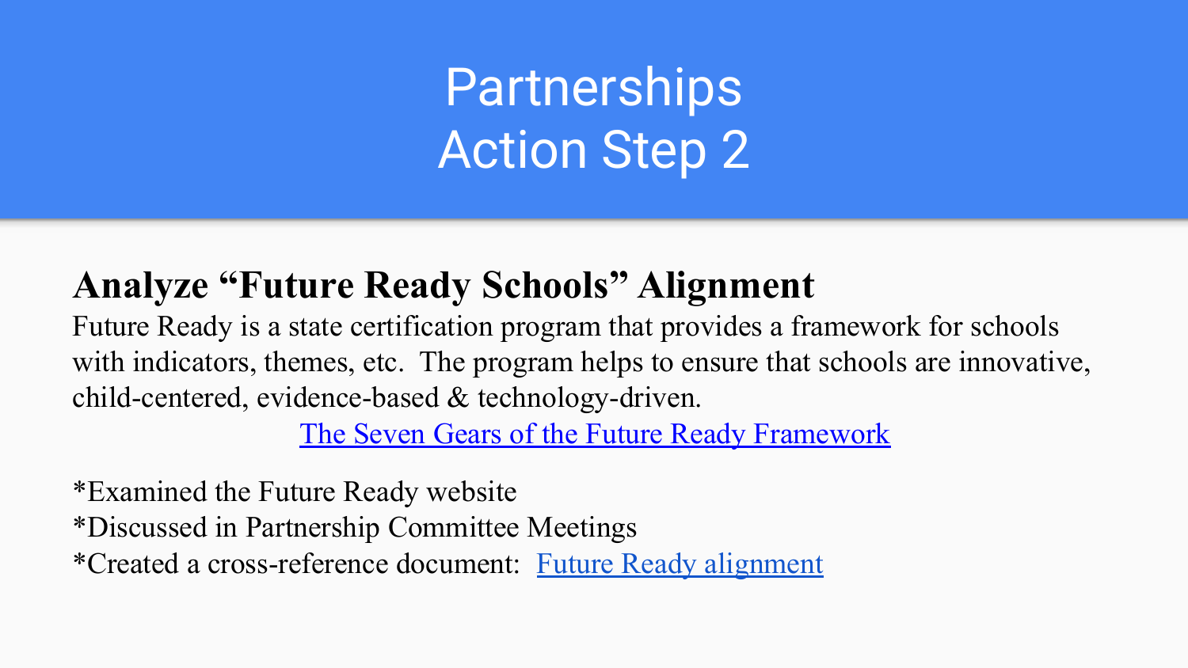# Partnerships
# Action Step 2

## Analyze "Future Ready Schools" Alignment

Future Ready is a state certification program that provides a framework for schools with indicators, themes, etc.  The program helps to ensure that schools are innovative, child-centered, evidence-based & technology-driven.

The Seven Gears of the Future Ready Framework

*Examined the Future Ready website
*Discussed in Partnership Committee Meetings
*Created a cross-reference document:  Future Ready alignment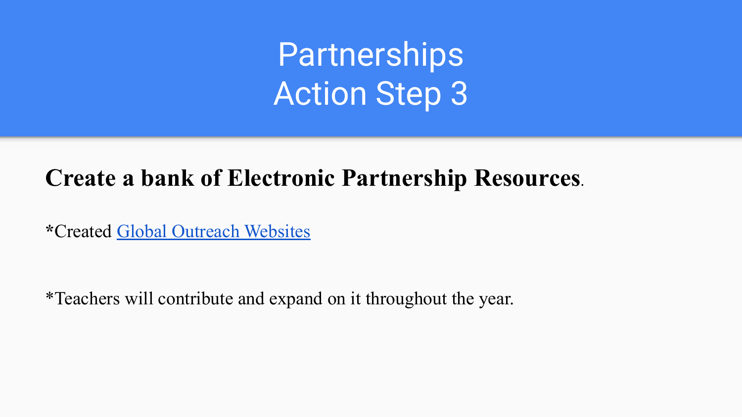# Partnerships
# Action Step 3

**Create a bank of Electronic Partnership Resources**.

*Created Global Outreach Websites

*Teachers will contribute and expand on it throughout the year.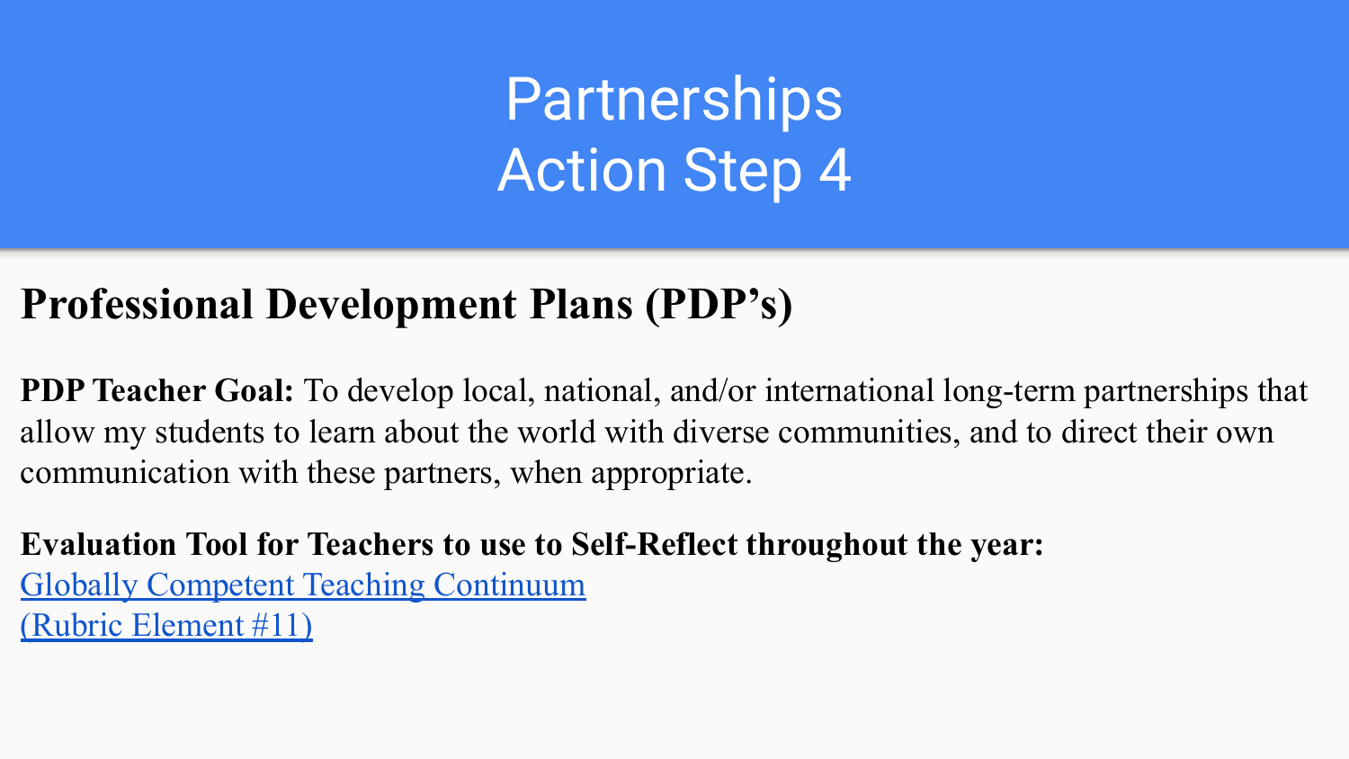# Partnerships
# Action Step 4

## Professional Development Plans (PDP's)

**PDP Teacher Goal:** To develop local, national, and/or international long-term partnerships that allow my students to learn about the world with diverse communities, and to direct their own communication with these partners, when appropriate.

**Evaluation Tool for Teachers to use to Self-Reflect throughout the year:**
Globally Competent Teaching Continuum
(Rubric Element #11)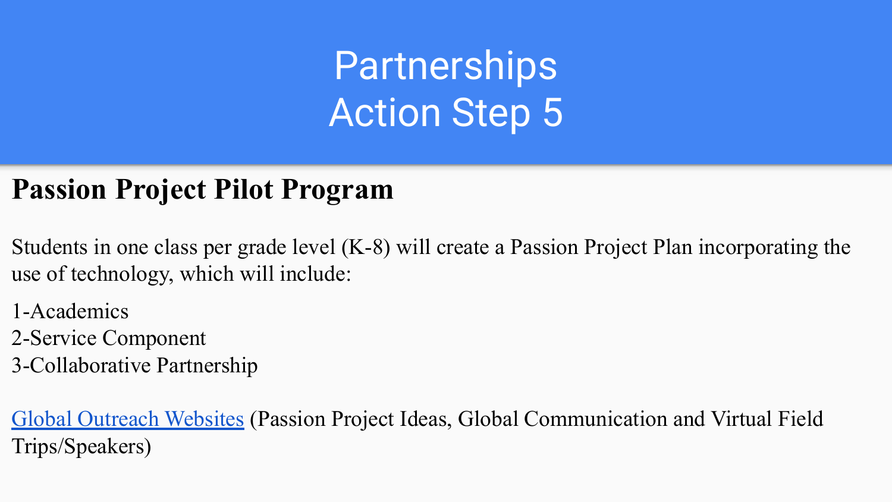# Partnerships
# Action Step 5

## Passion Project Pilot Program

Students in one class per grade level (K-8) will create a Passion Project Plan incorporating the use of technology, which will include:

1-Academics
2-Service Component
3-Collaborative Partnership

Global Outreach Websites (Passion Project Ideas, Global Communication and Virtual Field Trips/Speakers)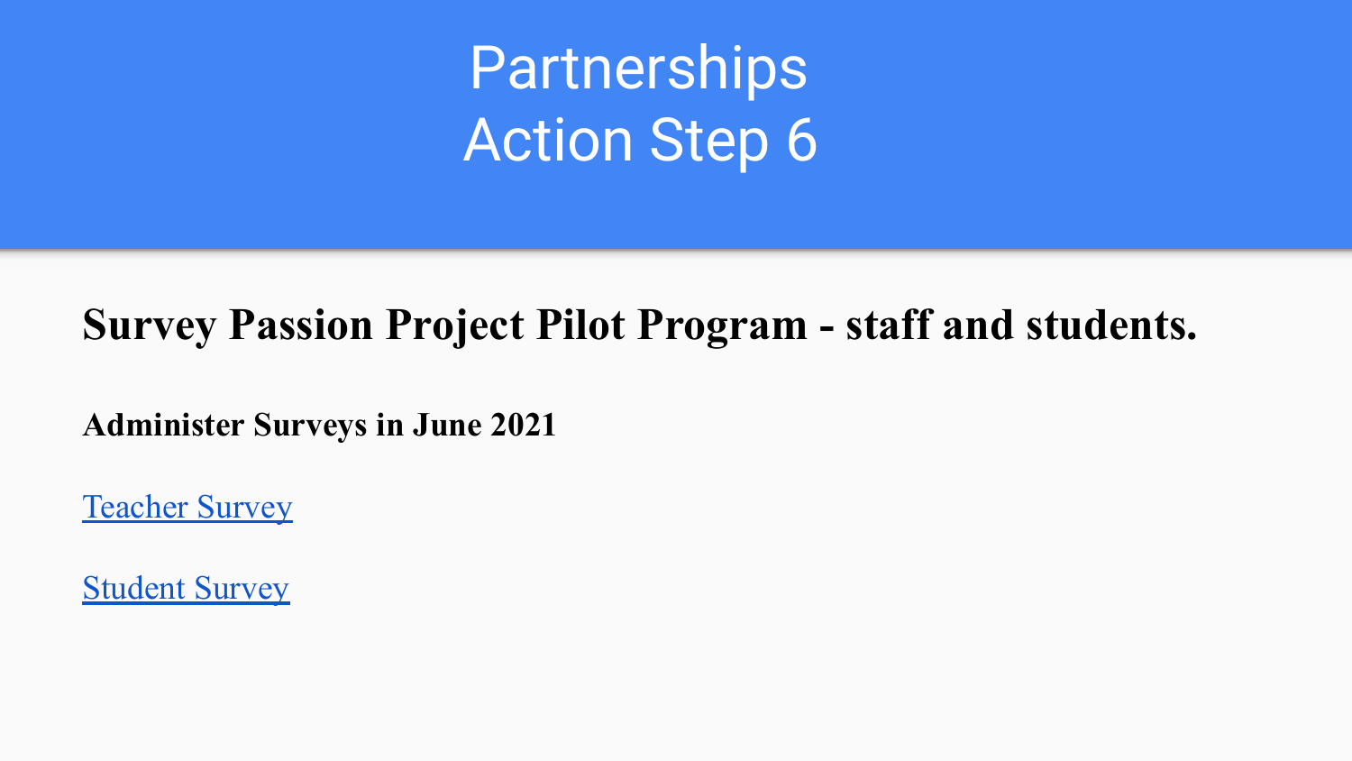# Partnerships
# Action Step 6

## Survey Passion Project Pilot Program - staff and students.

**Administer Surveys in June 2021**

Teacher Survey

Student Survey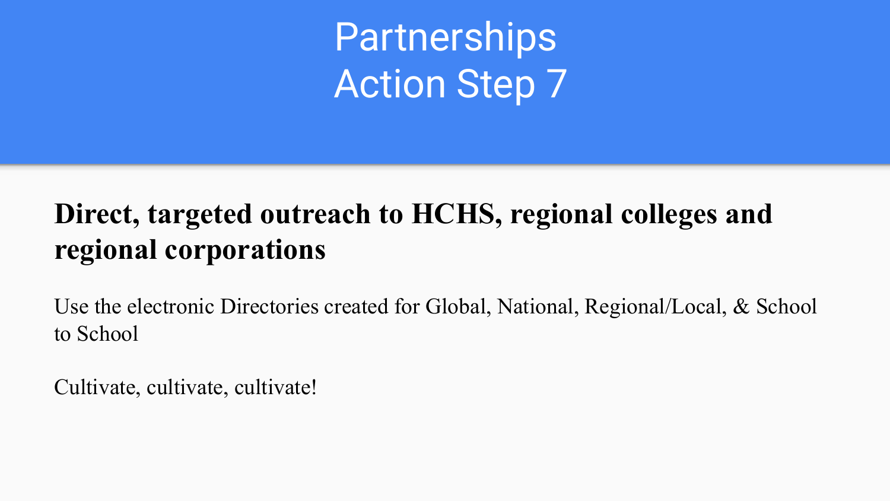# Partnerships
# Action Step 7

**Direct, targeted outreach to HCHS, regional colleges and regional corporations**

Use the electronic Directories created for Global, National, Regional/Local, & School to School

Cultivate, cultivate, cultivate!